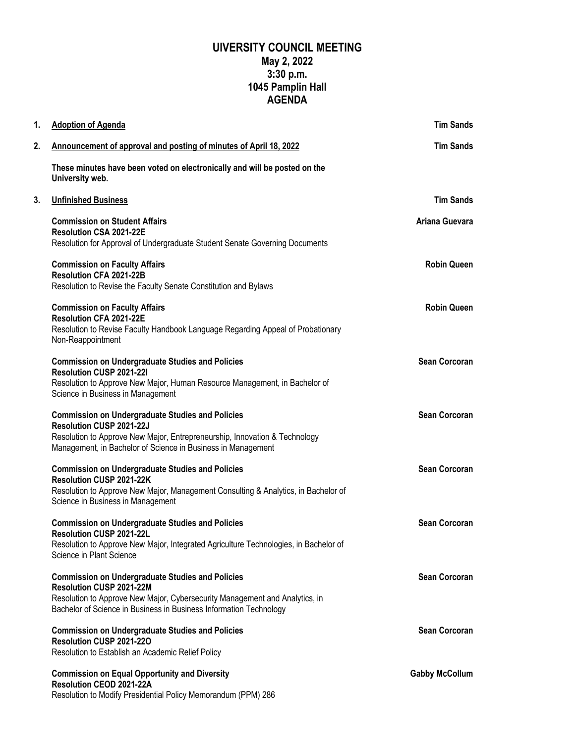# UIVERSITY COUNCIL MEETING
## May 2, 2022
## 3:30 p.m.
## 1045 Pamplin Hall
## AGENDA

1. **Adoption of Agenda** — **Tim Sands**

2. **Announcement of approval and posting of minutes of April 18, 2022** — **Tim Sands**

   **These minutes have been voted on electronically and will be posted on the University web.**

3. **Unfinished Business** — **Tim Sands**

   **Commission on Student Affairs** — **Ariana Guevara**
   **Resolution CSA 2021-22E**
   Resolution for Approval of Undergraduate Student Senate Governing Documents

   **Commission on Faculty Affairs** — **Robin Queen**
   **Resolution CFA 2021-22B**
   Resolution to Revise the Faculty Senate Constitution and Bylaws

   **Commission on Faculty Affairs** — **Robin Queen**
   **Resolution CFA 2021-22E**
   Resolution to Revise Faculty Handbook Language Regarding Appeal of Probationary Non-Reappointment

   **Commission on Undergraduate Studies and Policies** — **Sean Corcoran**
   **Resolution CUSP 2021-22I**
   Resolution to Approve New Major, Human Resource Management, in Bachelor of Science in Business in Management

   **Commission on Undergraduate Studies and Policies** — **Sean Corcoran**
   **Resolution CUSP 2021-22J**
   Resolution to Approve New Major, Entrepreneurship, Innovation & Technology Management, in Bachelor of Science in Business in Management

   **Commission on Undergraduate Studies and Policies** — **Sean Corcoran**
   **Resolution CUSP 2021-22K**
   Resolution to Approve New Major, Management Consulting & Analytics, in Bachelor of Science in Business in Management

   **Commission on Undergraduate Studies and Policies** — **Sean Corcoran**
   **Resolution CUSP 2021-22L**
   Resolution to Approve New Major, Integrated Agriculture Technologies, in Bachelor of Science in Plant Science

   **Commission on Undergraduate Studies and Policies** — **Sean Corcoran**
   **Resolution CUSP 2021-22M**
   Resolution to Approve New Major, Cybersecurity Management and Analytics, in Bachelor of Science in Business in Business Information Technology

   **Commission on Undergraduate Studies and Policies** — **Sean Corcoran**
   **Resolution CUSP 2021-22O**
   Resolution to Establish an Academic Relief Policy

   **Commission on Equal Opportunity and Diversity** — **Gabby McCollum**
   **Resolution CEOD 2021-22A**
   Resolution to Modify Presidential Policy Memorandum (PPM) 286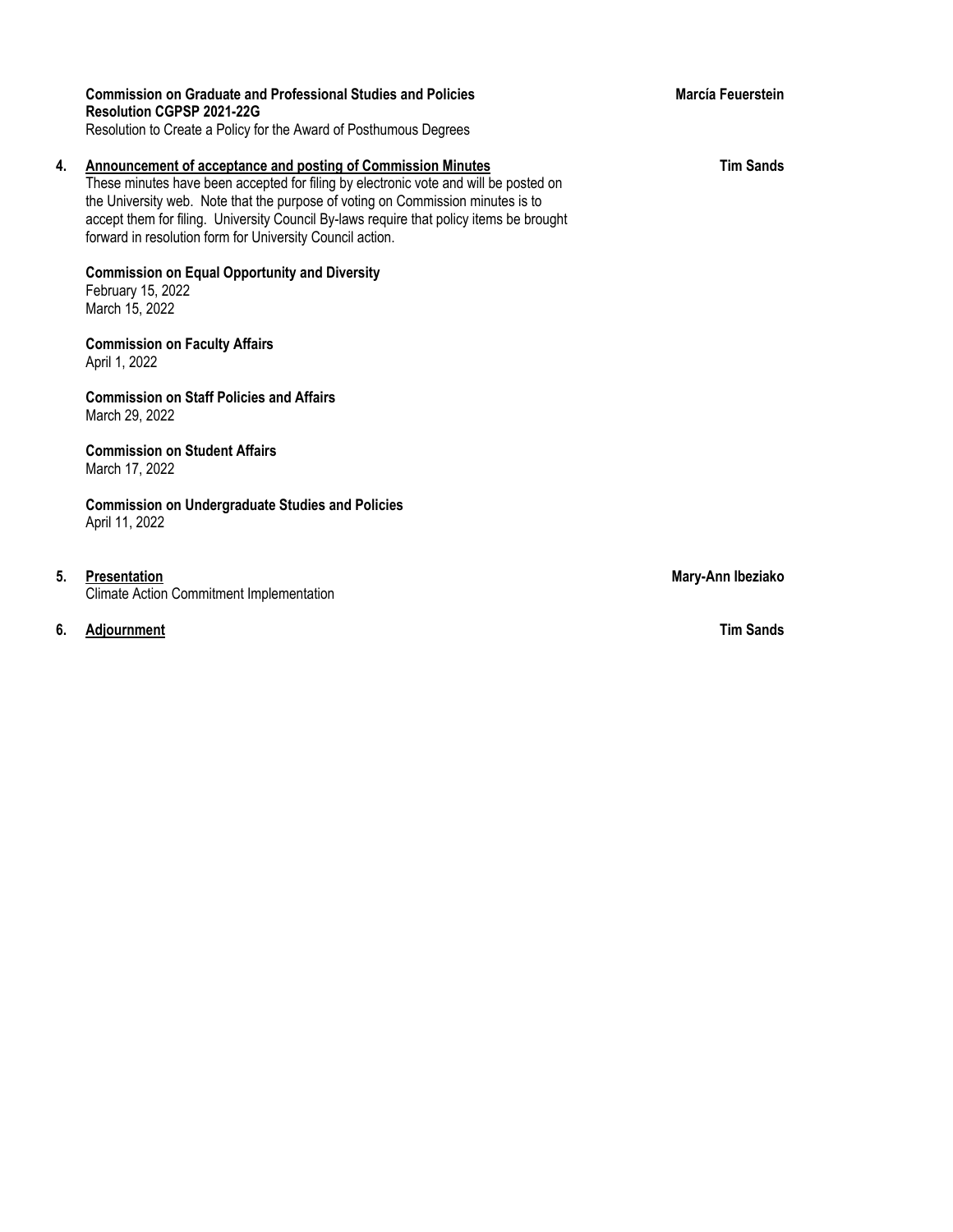**Commission on Graduate and Professional Studies and Policies** — **Marcía Feuerstein**
**Resolution CGPSP 2021-22G**
Resolution to Create a Policy for the Award of Posthumous Degrees

4. **Announcement of acceptance and posting of Commission Minutes** — **Tim Sands**
These minutes have been accepted for filing by electronic vote and will be posted on the University web. Note that the purpose of voting on Commission minutes is to accept them for filing. University Council By-laws require that policy items be brought forward in resolution form for University Council action.

**Commission on Equal Opportunity and Diversity**
February 15, 2022
March 15, 2022

**Commission on Faculty Affairs**
April 1, 2022

**Commission on Staff Policies and Affairs**
March 29, 2022

**Commission on Student Affairs**
March 17, 2022

**Commission on Undergraduate Studies and Policies**
April 11, 2022

5. **Presentation** — **Mary-Ann Ibeziako**
Climate Action Commitment Implementation

6. **Adjournment** — **Tim Sands**